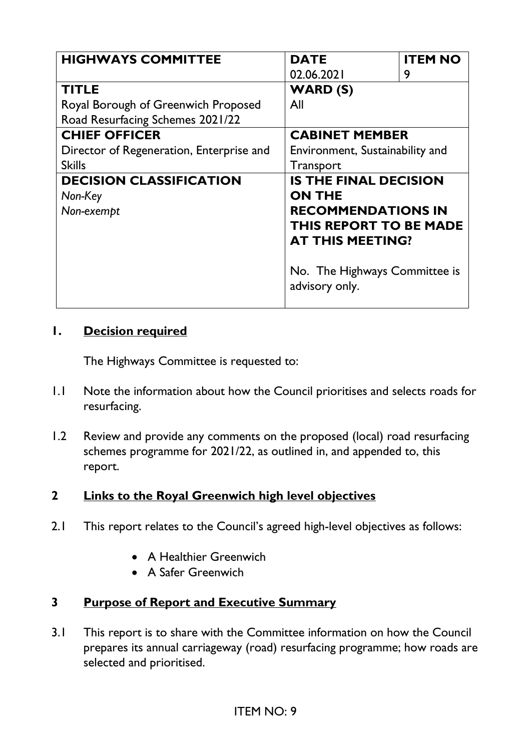| HIGHWAYS COMMITTEE | DATE | ITEM NO |
| --- | --- | --- |
| | 02.06.2021 | 9 |
| **TITLE**<br>Royal Borough of Greenwich Proposed Road Resurfacing Schemes 2021/22 | **WARD (S)**<br>All | |
| **CHIEF OFFICER**<br>Director of Regeneration, Enterprise and Skills | **CABINET MEMBER**<br>Environment, Sustainability and Transport | |
| **DECISION CLASSIFICATION**<br>*Non-Key*<br>*Non-exempt* | **IS THE FINAL DECISION ON THE RECOMMENDATIONS IN THIS REPORT TO BE MADE AT THIS MEETING?**<br><br>No. The Highways Committee is advisory only. | |

## 1. Decision required

The Highways Committee is requested to:

1.1 Note the information about how the Council prioritises and selects roads for resurfacing.

1.2 Review and provide any comments on the proposed (local) road resurfacing schemes programme for 2021/22, as outlined in, and appended to, this report.

## 2 Links to the Royal Greenwich high level objectives

2.1 This report relates to the Council's agreed high-level objectives as follows:

- A Healthier Greenwich
- A Safer Greenwich

## 3 Purpose of Report and Executive Summary

3.1 This report is to share with the Committee information on how the Council prepares its annual carriageway (road) resurfacing programme; how roads are selected and prioritised.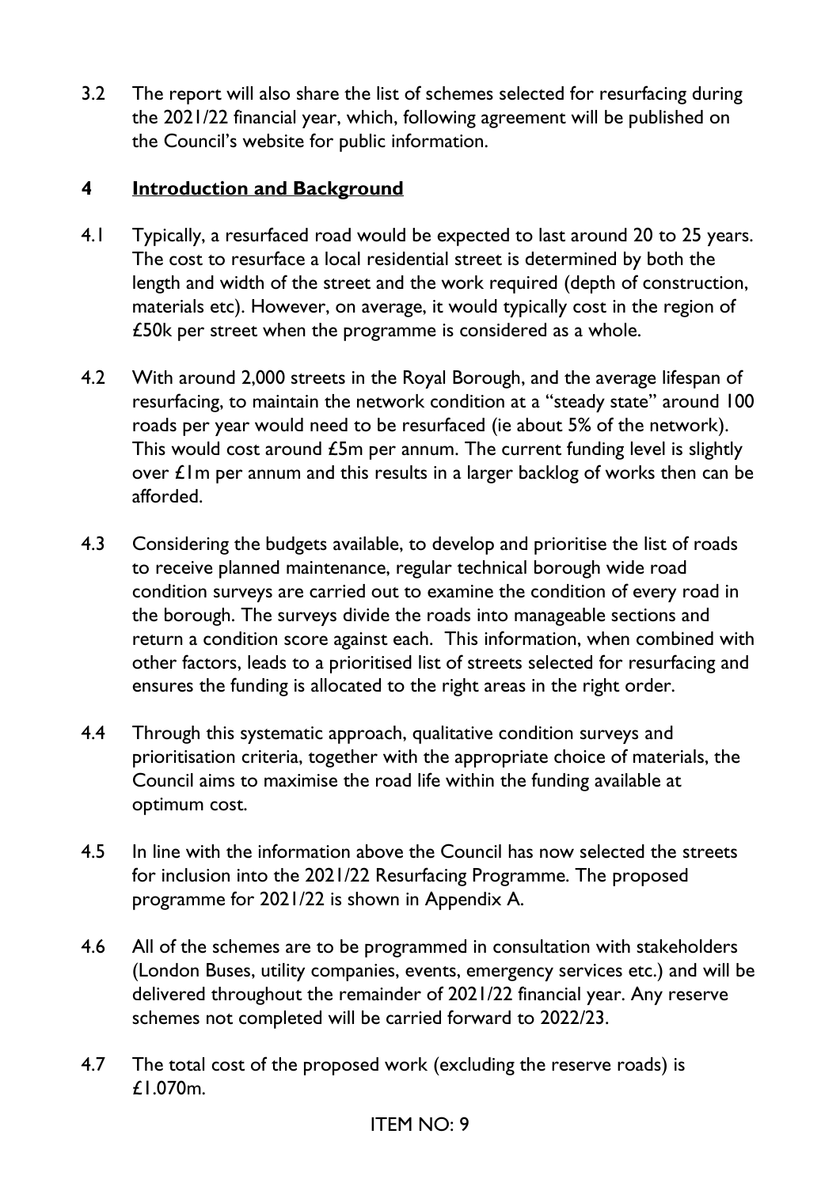3.2 The report will also share the list of schemes selected for resurfacing during the 2021/22 financial year, which, following agreement will be published on the Council's website for public information.

## 4 Introduction and Background

4.1 Typically, a resurfaced road would be expected to last around 20 to 25 years. The cost to resurface a local residential street is determined by both the length and width of the street and the work required (depth of construction, materials etc). However, on average, it would typically cost in the region of £50k per street when the programme is considered as a whole.

4.2 With around 2,000 streets in the Royal Borough, and the average lifespan of resurfacing, to maintain the network condition at a "steady state" around 100 roads per year would need to be resurfaced (ie about 5% of the network). This would cost around £5m per annum. The current funding level is slightly over £1m per annum and this results in a larger backlog of works then can be afforded.

4.3 Considering the budgets available, to develop and prioritise the list of roads to receive planned maintenance, regular technical borough wide road condition surveys are carried out to examine the condition of every road in the borough. The surveys divide the roads into manageable sections and return a condition score against each. This information, when combined with other factors, leads to a prioritised list of streets selected for resurfacing and ensures the funding is allocated to the right areas in the right order.

4.4 Through this systematic approach, qualitative condition surveys and prioritisation criteria, together with the appropriate choice of materials, the Council aims to maximise the road life within the funding available at optimum cost.

4.5 In line with the information above the Council has now selected the streets for inclusion into the 2021/22 Resurfacing Programme. The proposed programme for 2021/22 is shown in Appendix A.

4.6 All of the schemes are to be programmed in consultation with stakeholders (London Buses, utility companies, events, emergency services etc.) and will be delivered throughout the remainder of 2021/22 financial year. Any reserve schemes not completed will be carried forward to 2022/23.

4.7 The total cost of the proposed work (excluding the reserve roads) is £1.070m.

ITEM NO: 9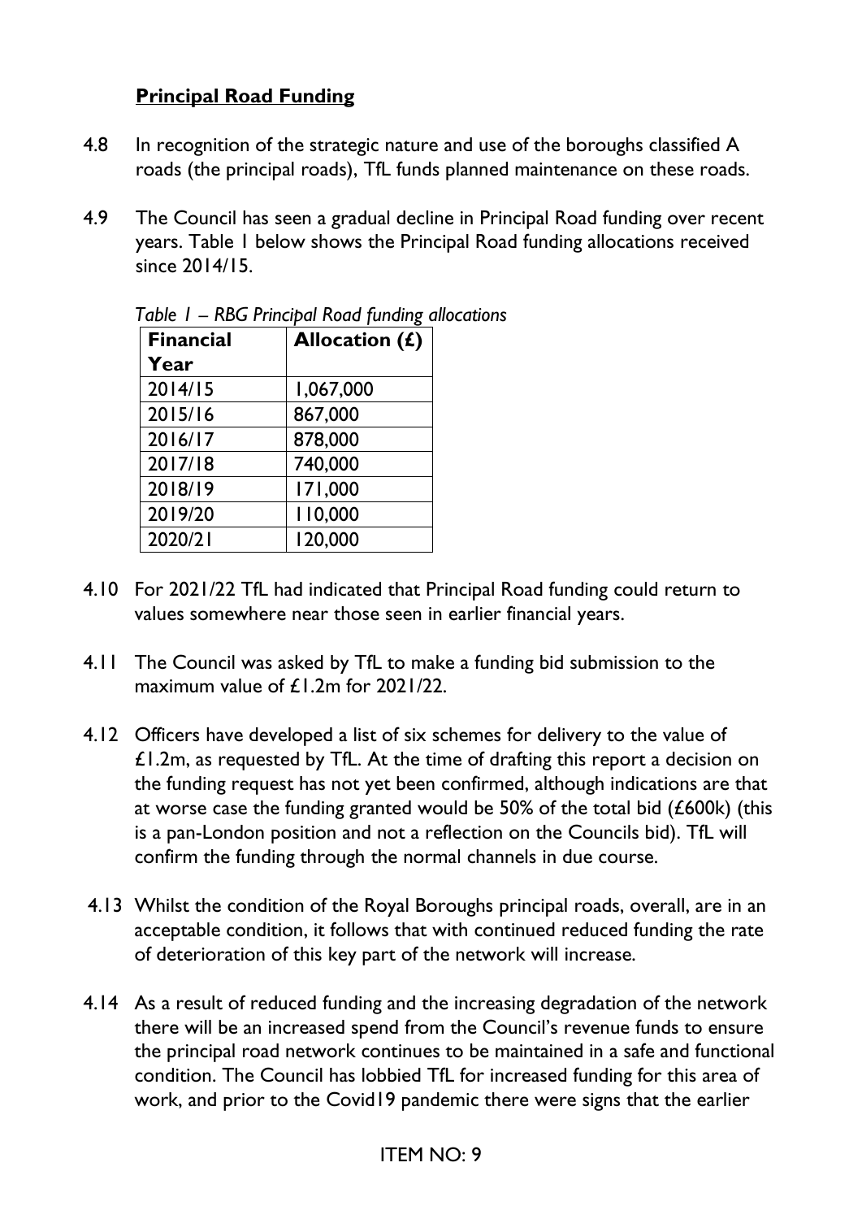**Principal Road Funding**

4.8 In recognition of the strategic nature and use of the boroughs classified A roads (the principal roads), TfL funds planned maintenance on these roads.

4.9 The Council has seen a gradual decline in Principal Road funding over recent years. Table 1 below shows the Principal Road funding allocations received since 2014/15.

*Table 1 – RBG Principal Road funding allocations*

| Financial Year | Allocation (£) |
|---|---|
| 2014/15 | 1,067,000 |
| 2015/16 | 867,000 |
| 2016/17 | 878,000 |
| 2017/18 | 740,000 |
| 2018/19 | 171,000 |
| 2019/20 | 110,000 |
| 2020/21 | 120,000 |

4.10 For 2021/22 TfL had indicated that Principal Road funding could return to values somewhere near those seen in earlier financial years.

4.11 The Council was asked by TfL to make a funding bid submission to the maximum value of £1.2m for 2021/22.

4.12 Officers have developed a list of six schemes for delivery to the value of £1.2m, as requested by TfL. At the time of drafting this report a decision on the funding request has not yet been confirmed, although indications are that at worse case the funding granted would be 50% of the total bid (£600k) (this is a pan-London position and not a reflection on the Councils bid). TfL will confirm the funding through the normal channels in due course.

4.13 Whilst the condition of the Royal Boroughs principal roads, overall, are in an acceptable condition, it follows that with continued reduced funding the rate of deterioration of this key part of the network will increase.

4.14 As a result of reduced funding and the increasing degradation of the network there will be an increased spend from the Council's revenue funds to ensure the principal road network continues to be maintained in a safe and functional condition. The Council has lobbied TfL for increased funding for this area of work, and prior to the Covid19 pandemic there were signs that the earlier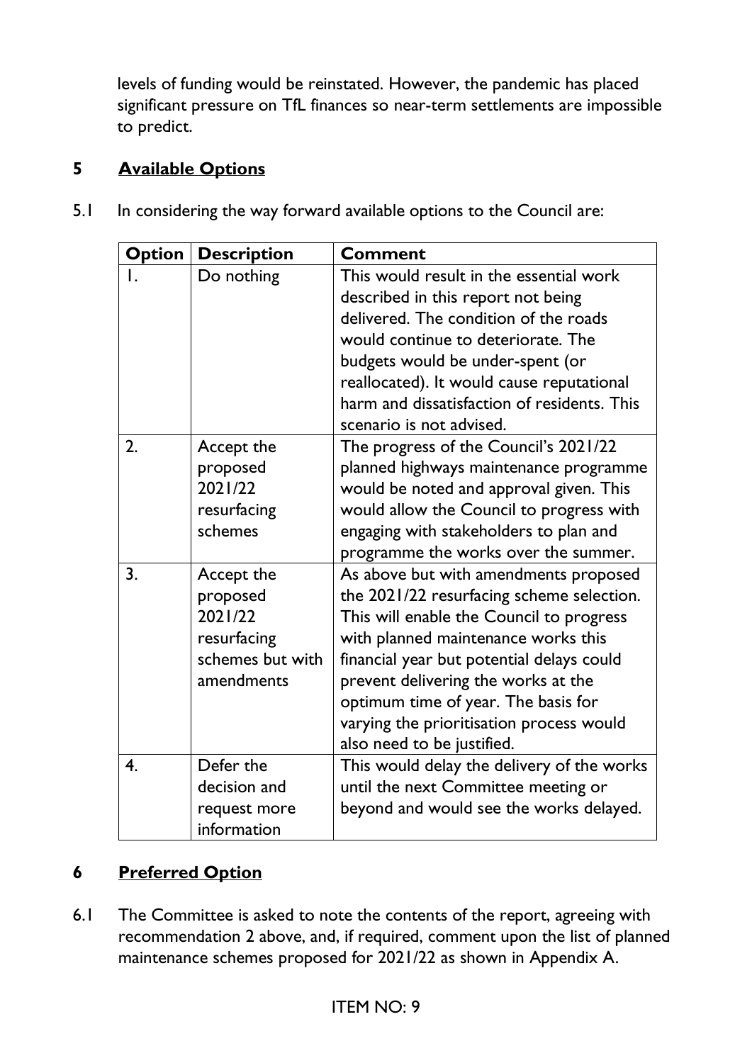levels of funding would be reinstated. However, the pandemic has placed significant pressure on TfL finances so near-term settlements are impossible to predict.

## 5 Available Options

5.1 In considering the way forward available options to the Council are:

| Option | Description | Comment |
|---|---|---|
| 1. | Do nothing | This would result in the essential work described in this report not being delivered. The condition of the roads would continue to deteriorate. The budgets would be under-spent (or reallocated). It would cause reputational harm and dissatisfaction of residents. This scenario is not advised. |
| 2. | Accept the proposed 2021/22 resurfacing schemes | The progress of the Council's 2021/22 planned highways maintenance programme would be noted and approval given. This would allow the Council to progress with engaging with stakeholders to plan and programme the works over the summer. |
| 3. | Accept the proposed 2021/22 resurfacing schemes but with amendments | As above but with amendments proposed the 2021/22 resurfacing scheme selection. This will enable the Council to progress with planned maintenance works this financial year but potential delays could prevent delivering the works at the optimum time of year. The basis for varying the prioritisation process would also need to be justified. |
| 4. | Defer the decision and request more information | This would delay the delivery of the works until the next Committee meeting or beyond and would see the works delayed. |

## 6 Preferred Option

6.1 The Committee is asked to note the contents of the report, agreeing with recommendation 2 above, and, if required, comment upon the list of planned maintenance schemes proposed for 2021/22 as shown in Appendix A.

ITEM NO: 9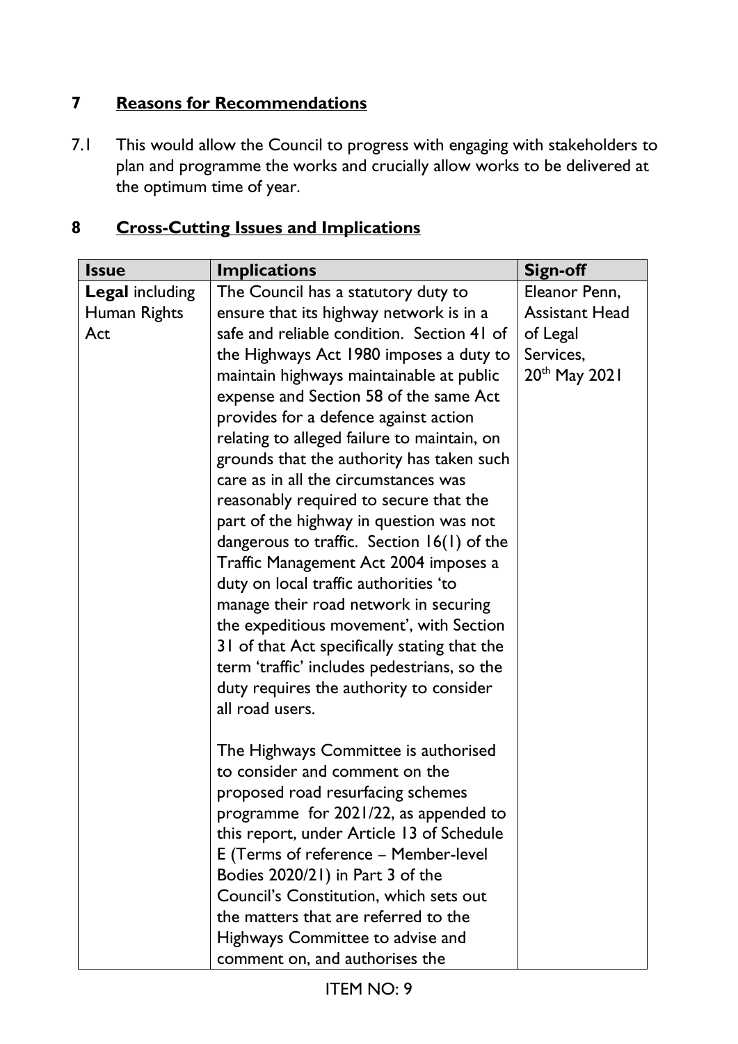## 7 Reasons for Recommendations

7.1 This would allow the Council to progress with engaging with stakeholders to plan and programme the works and crucially allow works to be delivered at the optimum time of year.

## 8 Cross-Cutting Issues and Implications

| Issue | Implications | Sign-off |
|---|---|---|
| **Legal** including Human Rights Act | The Council has a statutory duty to ensure that its highway network is in a safe and reliable condition. Section 41 of the Highways Act 1980 imposes a duty to maintain highways maintainable at public expense and Section 58 of the same Act provides for a defence against action relating to alleged failure to maintain, on grounds that the authority has taken such care as in all the circumstances was reasonably required to secure that the part of the highway in question was not dangerous to traffic. Section 16(1) of the Traffic Management Act 2004 imposes a duty on local traffic authorities 'to manage their road network in securing the expeditious movement', with Section 31 of that Act specifically stating that the term 'traffic' includes pedestrians, so the duty requires the authority to consider all road users.<br><br>The Highways Committee is authorised to consider and comment on the proposed road resurfacing schemes programme for 2021/22, as appended to this report, under Article 13 of Schedule E (Terms of reference – Member-level Bodies 2020/21) in Part 3 of the Council's Constitution, which sets out the matters that are referred to the Highways Committee to advise and comment on, and authorises the | Eleanor Penn, Assistant Head of Legal Services, 20th May 2021 |

ITEM NO: 9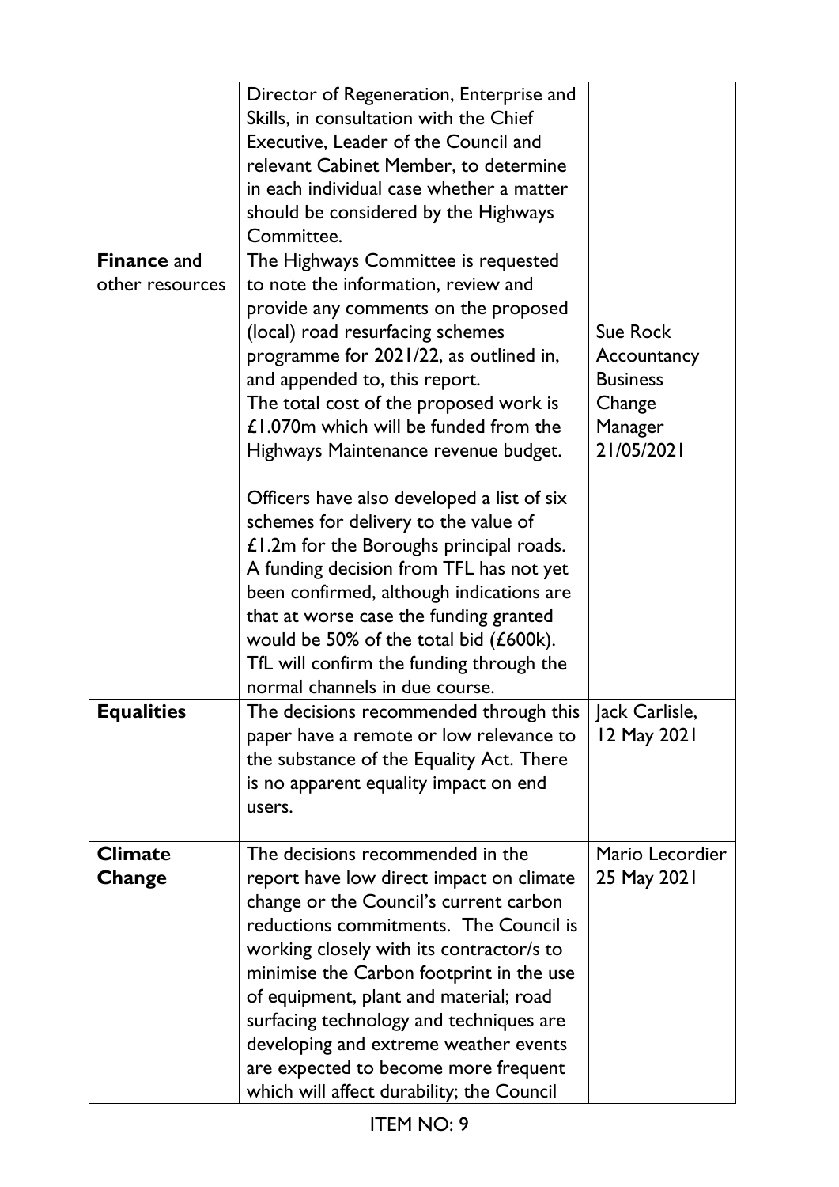| | | |
|---|---|---|
| | Director of Regeneration, Enterprise and Skills, in consultation with the Chief Executive, Leader of the Council and relevant Cabinet Member, to determine in each individual case whether a matter should be considered by the Highways Committee. | |
| **Finance** and other resources | The Highways Committee is requested to note the information, review and provide any comments on the proposed (local) road resurfacing schemes programme for 2021/22, as outlined in, and appended to, this report.<br>The total cost of the proposed work is £1.070m which will be funded from the Highways Maintenance revenue budget.<br><br>Officers have also developed a list of six schemes for delivery to the value of £1.2m for the Boroughs principal roads. A funding decision from TFL has not yet been confirmed, although indications are that at worse case the funding granted would be 50% of the total bid (£600k). TfL will confirm the funding through the normal channels in due course. | Sue Rock Accountancy Business Change Manager 21/05/2021 |
| **Equalities** | The decisions recommended through this paper have a remote or low relevance to the substance of the Equality Act. There is no apparent equality impact on end users. | Jack Carlisle, 12 May 2021 |
| **Climate Change** | The decisions recommended in the report have low direct impact on climate change or the Council's current carbon reductions commitments. The Council is working closely with its contractor/s to minimise the Carbon footprint in the use of equipment, plant and material; road surfacing technology and techniques are developing and extreme weather events are expected to become more frequent which will affect durability; the Council | Mario Lecordier 25 May 2021 |

ITEM NO: 9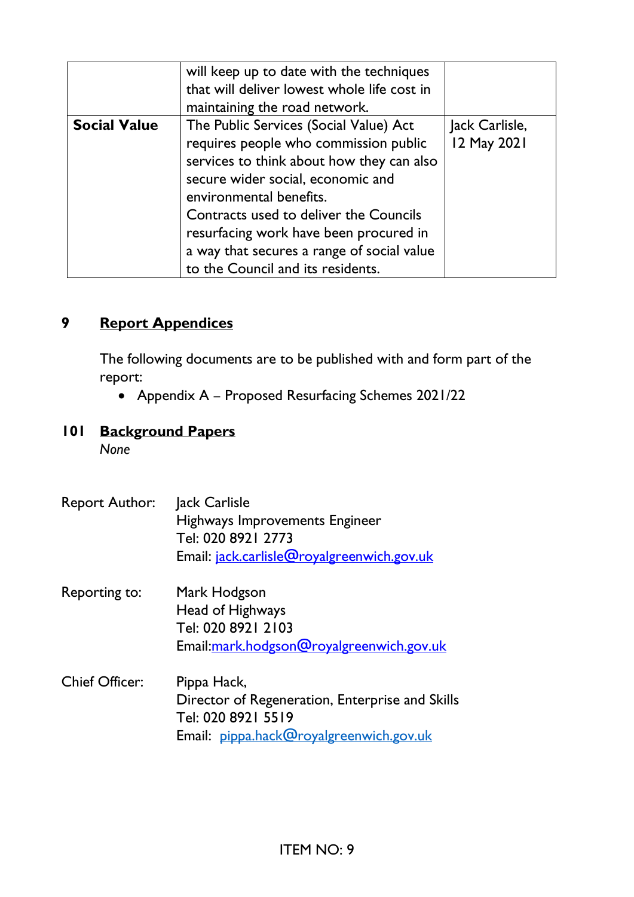|  | will keep up to date with the techniques that will deliver lowest whole life cost in maintaining the road network. |  |
|---|---|---|
| **Social Value** | The Public Services (Social Value) Act requires people who commission public services to think about how they can also secure wider social, economic and environmental benefits.<br>Contracts used to deliver the Councils resurfacing work have been procured in a way that secures a range of social value to the Council and its residents. | Jack Carlisle, 12 May 2021 |

## 9 Report Appendices

The following documents are to be published with and form part of the report:

- Appendix A – Proposed Resurfacing Schemes 2021/22

## 101 Background Papers

*None*

Report Author: Jack Carlisle
Highways Improvements Engineer
Tel: 020 8921 2773
Email: jack.carlisle@royalgreenwich.gov.uk

Reporting to: Mark Hodgson
Head of Highways
Tel: 020 8921 2103
Email:mark.hodgson@royalgreenwich.gov.uk

Chief Officer: Pippa Hack,
Director of Regeneration, Enterprise and Skills
Tel: 020 8921 5519
Email: pippa.hack@royalgreenwich.gov.uk

ITEM NO: 9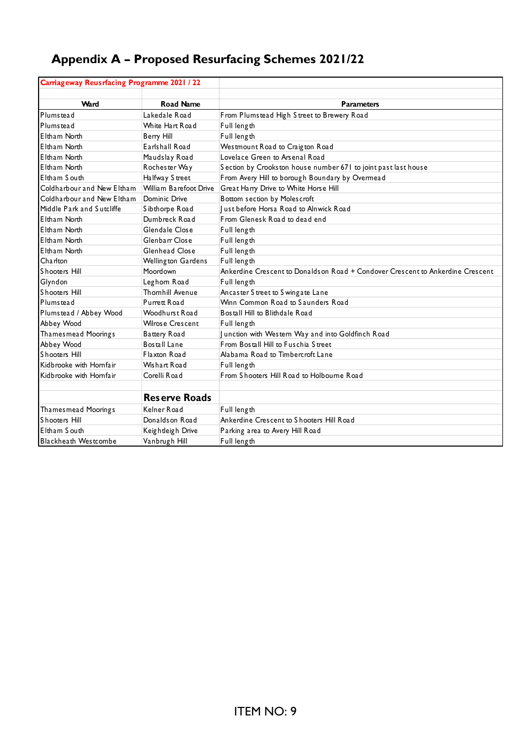# Appendix A – Proposed Resurfacing Schemes 2021/22

| Carriageway Reusrfacing Programme 2021 / 22 | | |
|---|---|---|
| | | |
| **Ward** | **Road Name** | **Parameters** |
| Plumstead | Lakedale Road | From Plumstead High Street to Brewery Road |
| Plumstead | White Hart Road | Full length |
| Eltham North | Berry Hill | Full length |
| Eltham North | Earlshall Road | Westmount Road to Craigton Road |
| Eltham North | Maudslay Road | Lovelace Green to Arsenal Road |
| Eltham North | Rochester Way | Section by Crookston house number 671 to joint past last house |
| Eltham South | Halfway Street | From Avery Hill to borough Boundary by Overmead |
| Coldharbour and New Eltham | William Barefoot Drive | Great Harry Drive to White Horse Hill |
| Coldharbour and New Eltham | Dominic Drive | Bottom section by Molescroft |
| Middle Park and Sutcliffe | Sibthorpe Road | Just before Horsa Road to Alnwick Road |
| Eltham North | Dumbreck Road | From Glenesk Road to dead end |
| Eltham North | Glendale Close | Full length |
| Eltham North | Glenbarr Close | Full length |
| Eltham North | Glenhead Close | Full length |
| Charlton | Wellington Gardens | Full length |
| Shooters Hill | Moordown | Ankerdine Crescent to Donaldson Road + Condover Crescent to Ankerdine Crescent |
| Glyndon | Leghorn Road | Full length |
| Shooters Hill | Thornhill Avenue | Ancaster Street to Swingate Lane |
| Plumstead | Purrett Road | Winn Common Road to Saunders Road |
| Plumstead / Abbey Wood | Woodhurst Road | Bostall Hill to Blithdale Road |
| Abbey Wood | Wilrose Crescent | Full length |
| Thamesmead Moorings | Battery Road | Junction with Western Way and into Goldfinch Road |
| Abbey Wood | Bostall Lane | From Bostall Hill to Fuschia Street |
| Shooters Hill | Flaxton Road | Alabama Road to Timbercroft Lane |
| Kidbrooke with Hornfair | Wishart Road | Full length |
| Kidbrooke with Hornfair | Corelli Road | From Shooters Hill Road to Holbourne Road |
| | | |
| | **Reserve Roads** | |
| Thamesmead Moorings | Kelner Road | Full length |
| Shooters Hill | Donaldson Road | Ankerdine Crescent to Shooters Hill Road |
| Eltham South | Keightleigh Drive | Parking area to Avery Hill Road |
| Blackheath Westcombe | Vanbrugh Hill | Full length |

ITEM NO: 9